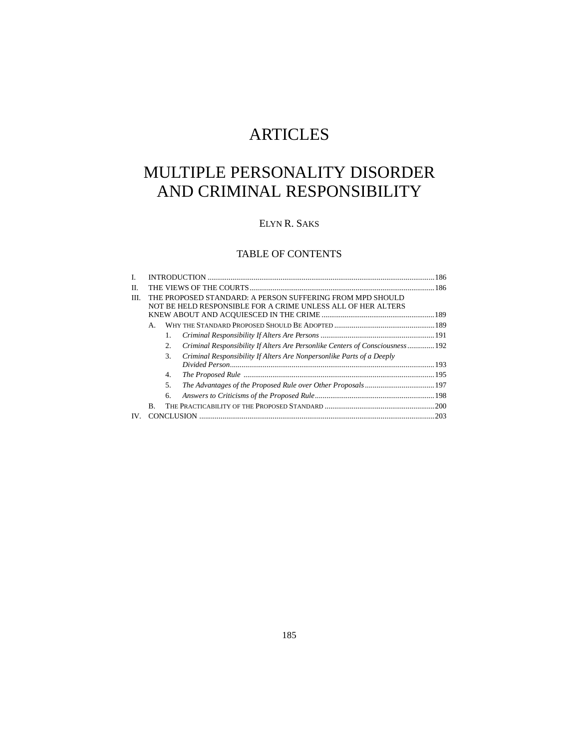# ARTICLES

# MULTIPLE PERSONALITY DISORDER AND CRIMINAL RESPONSIBILITY

ELYN R. SAKS

## TABLE OF CONTENTS

I. INTRODUCTION ....................................................................................................................186

II. THE VIEWS OF THE COURTS...............................................................................................186

III. THE PROPOSED STANDARD: A PERSON SUFFERING FROM MPD SHOULD NOT BE HELD RESPONSIBLE FOR A CRIME UNLESS ALL OF HER ALTERS KNEW ABOUT AND ACQUIESCED IN THE CRIME ..........................................................189

- A. WHY THE STANDARD PROPOSED SHOULD BE ADOPTED ....................................................189
  - 1. *Criminal Responsibility If Alters Are Persons* ...........................................................191
  - 2. *Criminal Responsibility If Alters Are Personlike Centers of Consciousness*..............192
  - 3. *Criminal Responsibility If Alters Are Nonpersonlike Parts of a Deeply Divided Person*..........................................................................................................193
  - 4. *The Proposed Rule* ..................................................................................................195
  - 5. *The Advantages of the Proposed Rule over Other Proposals*....................................197
  - 6. *Answers to Criticisms of the Proposed Rule*..............................................................198
- B. THE PRACTICABILITY OF THE PROPOSED STANDARD .........................................................200

IV. CONCLUSION .......................................................................................................................203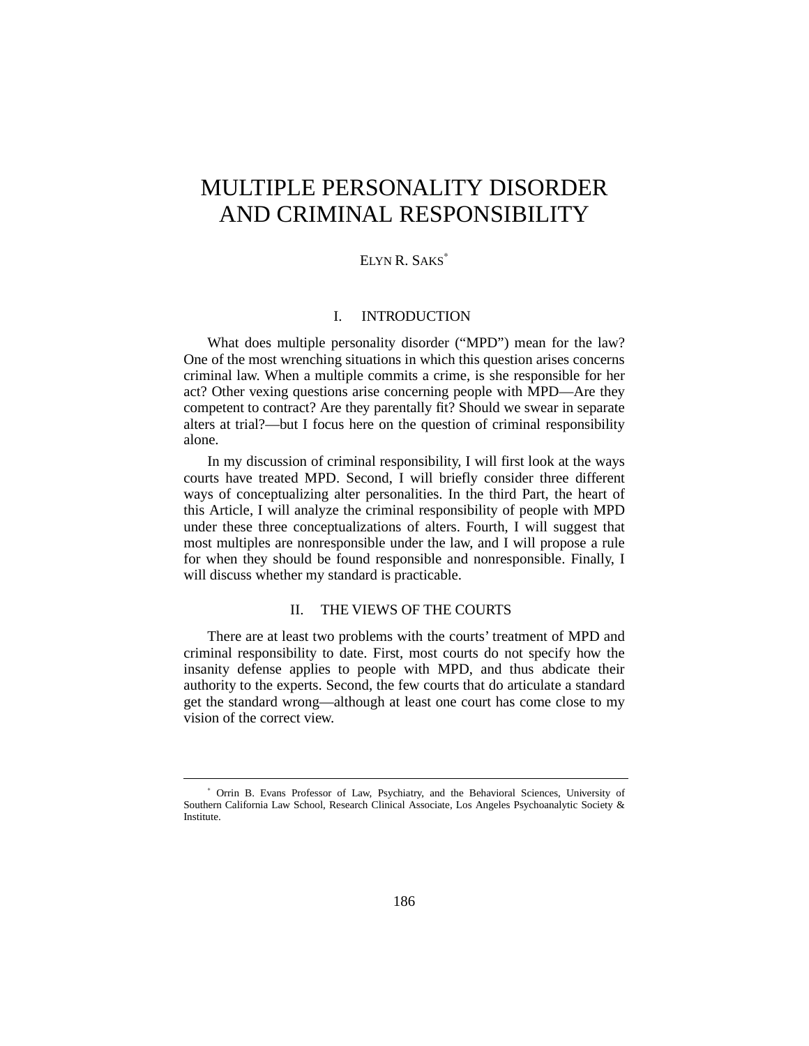# MULTIPLE PERSONALITY DISORDER AND CRIMINAL RESPONSIBILITY

ELYN R. SAKS*

## I. INTRODUCTION

What does multiple personality disorder ("MPD") mean for the law? One of the most wrenching situations in which this question arises concerns criminal law. When a multiple commits a crime, is she responsible for her act? Other vexing questions arise concerning people with MPD—Are they competent to contract? Are they parentally fit? Should we swear in separate alters at trial?—but I focus here on the question of criminal responsibility alone.

In my discussion of criminal responsibility, I will first look at the ways courts have treated MPD. Second, I will briefly consider three different ways of conceptualizing alter personalities. In the third Part, the heart of this Article, I will analyze the criminal responsibility of people with MPD under these three conceptualizations of alters. Fourth, I will suggest that most multiples are nonresponsible under the law, and I will propose a rule for when they should be found responsible and nonresponsible. Finally, I will discuss whether my standard is practicable.

## II. THE VIEWS OF THE COURTS

There are at least two problems with the courts' treatment of MPD and criminal responsibility to date. First, most courts do not specify how the insanity defense applies to people with MPD, and thus abdicate their authority to the experts. Second, the few courts that do articulate a standard get the standard wrong—although at least one court has come close to my vision of the correct view.

---

* Orrin B. Evans Professor of Law, Psychiatry, and the Behavioral Sciences, University of Southern California Law School, Research Clinical Associate, Los Angeles Psychoanalytic Society & Institute.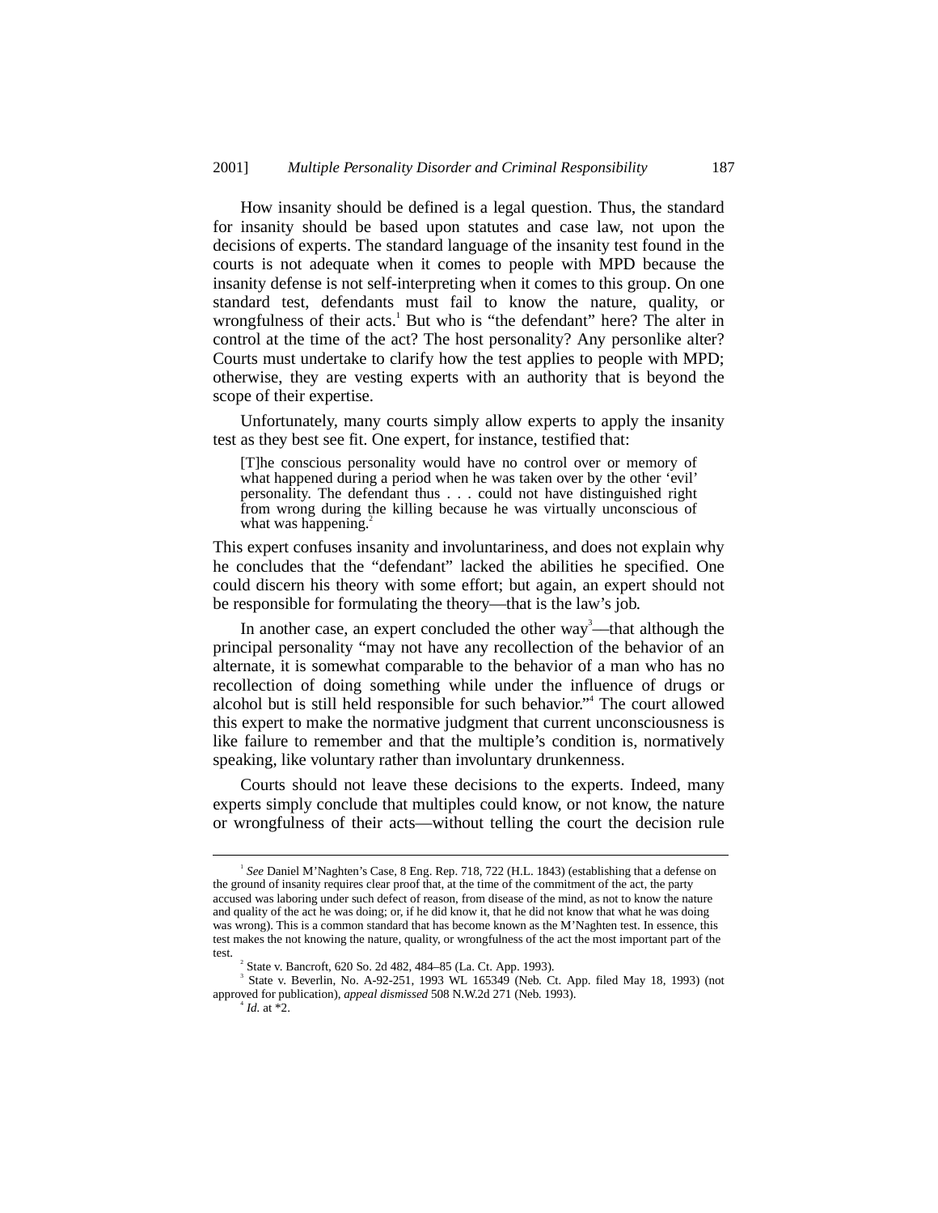How insanity should be defined is a legal question. Thus, the standard for insanity should be based upon statutes and case law, not upon the decisions of experts. The standard language of the insanity test found in the courts is not adequate when it comes to people with MPD because the insanity defense is not self-interpreting when it comes to this group. On one standard test, defendants must fail to know the nature, quality, or wrongfulness of their acts.[1] But who is "the defendant" here? The alter in control at the time of the act? The host personality? Any personlike alter? Courts must undertake to clarify how the test applies to people with MPD; otherwise, they are vesting experts with an authority that is beyond the scope of their expertise.

Unfortunately, many courts simply allow experts to apply the insanity test as they best see fit. One expert, for instance, testified that:

> [T]he conscious personality would have no control over or memory of what happened during a period when he was taken over by the other 'evil' personality. The defendant thus . . . could not have distinguished right from wrong during the killing because he was virtually unconscious of what was happening.[2]

This expert confuses insanity and involuntariness, and does not explain why he concludes that the "defendant" lacked the abilities he specified. One could discern his theory with some effort; but again, an expert should not be responsible for formulating the theory—that is the law's job.

In another case, an expert concluded the other way[3]—that although the principal personality "may not have any recollection of the behavior of an alternate, it is somewhat comparable to the behavior of a man who has no recollection of doing something while under the influence of drugs or alcohol but is still held responsible for such behavior."[4] The court allowed this expert to make the normative judgment that current unconsciousness is like failure to remember and that the multiple's condition is, normatively speaking, like voluntary rather than involuntary drunkenness.

Courts should not leave these decisions to the experts. Indeed, many experts simply conclude that multiples could know, or not know, the nature or wrongfulness of their acts—without telling the court the decision rule

---

[1] *See* Daniel M'Naghten's Case, 8 Eng. Rep. 718, 722 (H.L. 1843) (establishing that a defense on the ground of insanity requires clear proof that, at the time of the commitment of the act, the party accused was laboring under such defect of reason, from disease of the mind, as not to know the nature and quality of the act he was doing; or, if he did know it, that he did not know that what he was doing was wrong). This is a common standard that has become known as the M'Naghten test. In essence, this test makes the not knowing the nature, quality, or wrongfulness of the act the most important part of the test.

[2] State v. Bancroft, 620 So. 2d 482, 484–85 (La. Ct. App. 1993).

[3] State v. Beverlin, No. A-92-251, 1993 WL 165349 (Neb. Ct. App. filed May 18, 1993) (not approved for publication), *appeal dismissed* 508 N.W.2d 271 (Neb. 1993).

[4] *Id.* at *2.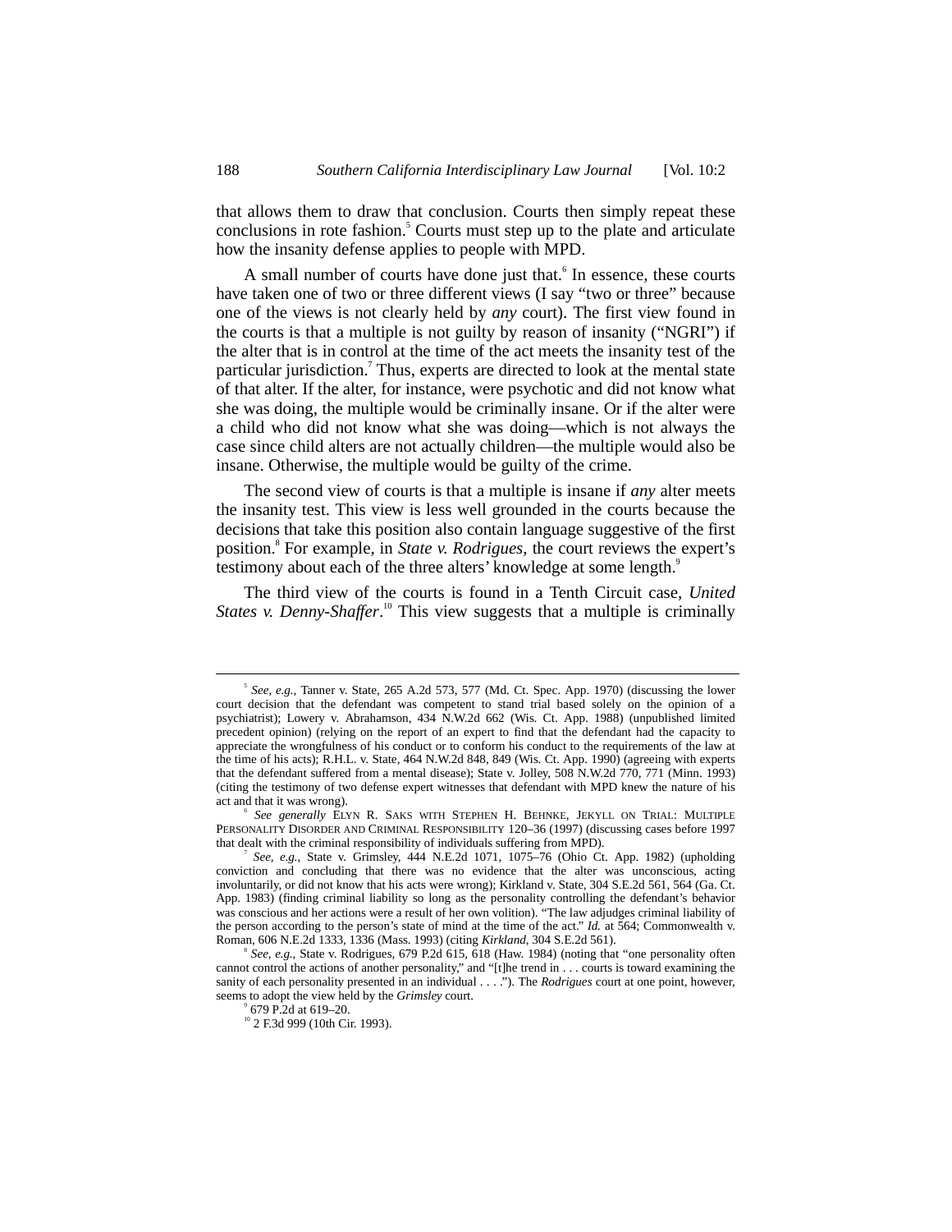that allows them to draw that conclusion. Courts then simply repeat these conclusions in rote fashion.[5] Courts must step up to the plate and articulate how the insanity defense applies to people with MPD.

A small number of courts have done just that.[6] In essence, these courts have taken one of two or three different views (I say "two or three" because one of the views is not clearly held by *any* court). The first view found in the courts is that a multiple is not guilty by reason of insanity ("NGRI") if the alter that is in control at the time of the act meets the insanity test of the particular jurisdiction.[7] Thus, experts are directed to look at the mental state of that alter. If the alter, for instance, were psychotic and did not know what she was doing, the multiple would be criminally insane. Or if the alter were a child who did not know what she was doing—which is not always the case since child alters are not actually children—the multiple would also be insane. Otherwise, the multiple would be guilty of the crime.

The second view of courts is that a multiple is insane if *any* alter meets the insanity test. This view is less well grounded in the courts because the decisions that take this position also contain language suggestive of the first position.[8] For example, in *State v. Rodrigues*, the court reviews the expert's testimony about each of the three alters' knowledge at some length.[9]

The third view of the courts is found in a Tenth Circuit case, *United States v. Denny-Shaffer*.[10] This view suggests that a multiple is criminally

---

[5] *See, e.g.*, Tanner v. State, 265 A.2d 573, 577 (Md. Ct. Spec. App. 1970) (discussing the lower court decision that the defendant was competent to stand trial based solely on the opinion of a psychiatrist); Lowery v. Abrahamson, 434 N.W.2d 662 (Wis. Ct. App. 1988) (unpublished limited precedent opinion) (relying on the report of an expert to find that the defendant had the capacity to appreciate the wrongfulness of his conduct or to conform his conduct to the requirements of the law at the time of his acts); R.H.L. v. State, 464 N.W.2d 848, 849 (Wis. Ct. App. 1990) (agreeing with experts that the defendant suffered from a mental disease); State v. Jolley, 508 N.W.2d 770, 771 (Minn. 1993) (citing the testimony of two defense expert witnesses that defendant with MPD knew the nature of his act and that it was wrong).

[6] *See generally* ELYN R. SAKS WITH STEPHEN H. BEHNKE, JEKYLL ON TRIAL: MULTIPLE PERSONALITY DISORDER AND CRIMINAL RESPONSIBILITY 120–36 (1997) (discussing cases before 1997 that dealt with the criminal responsibility of individuals suffering from MPD).

[7] *See, e.g.*, State v. Grimsley, 444 N.E.2d 1071, 1075–76 (Ohio Ct. App. 1982) (upholding conviction and concluding that there was no evidence that the alter was unconscious, acting involuntarily, or did not know that his acts were wrong); Kirkland v. State, 304 S.E.2d 561, 564 (Ga. Ct. App. 1983) (finding criminal liability so long as the personality controlling the defendant's behavior was conscious and her actions were a result of her own volition). "The law adjudges criminal liability of the person according to the person's state of mind at the time of the act." *Id.* at 564; Commonwealth v. Roman, 606 N.E.2d 1333, 1336 (Mass. 1993) (citing *Kirkland*, 304 S.E.2d 561).

[8] *See, e.g.*, State v. Rodrigues, 679 P.2d 615, 618 (Haw. 1984) (noting that "one personality often cannot control the actions of another personality," and "[t]he trend in . . . courts is toward examining the sanity of each personality presented in an individual . . . ."). The *Rodrigues* court at one point, however, seems to adopt the view held by the *Grimsley* court.

[9] 679 P.2d at 619–20.

[10] 2 F.3d 999 (10th Cir. 1993).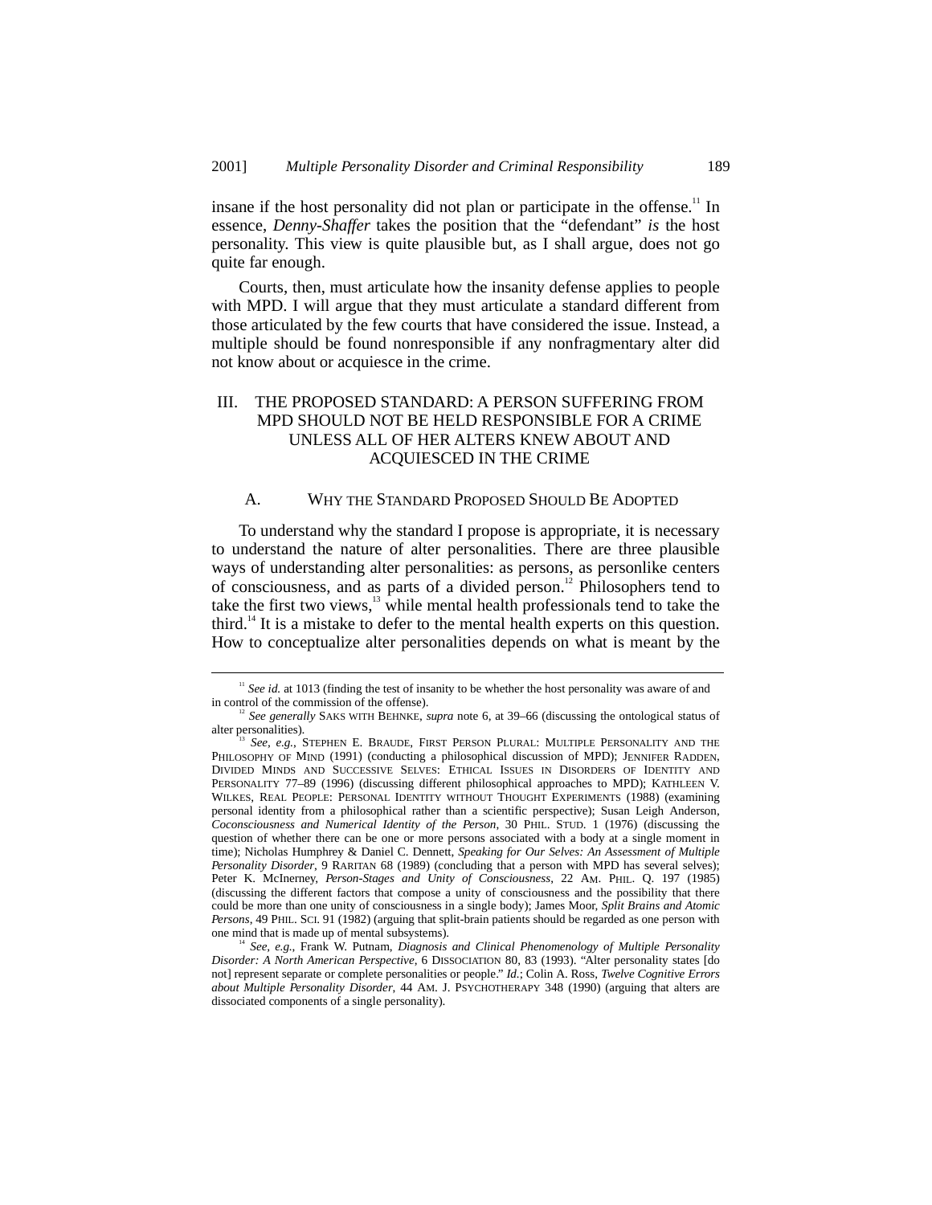insane if the host personality did not plan or participate in the offense.[11] In essence, *Denny-Shaffer* takes the position that the "defendant" *is* the host personality. This view is quite plausible but, as I shall argue, does not go quite far enough.

Courts, then, must articulate how the insanity defense applies to people with MPD. I will argue that they must articulate a standard different from those articulated by the few courts that have considered the issue. Instead, a multiple should be found nonresponsible if any nonfragmentary alter did not know about or acquiesce in the crime.

## III. THE PROPOSED STANDARD: A PERSON SUFFERING FROM MPD SHOULD NOT BE HELD RESPONSIBLE FOR A CRIME UNLESS ALL OF HER ALTERS KNEW ABOUT AND ACQUIESCED IN THE CRIME

### A. WHY THE STANDARD PROPOSED SHOULD BE ADOPTED

To understand why the standard I propose is appropriate, it is necessary to understand the nature of alter personalities. There are three plausible ways of understanding alter personalities: as persons, as personlike centers of consciousness, and as parts of a divided person.[12] Philosophers tend to take the first two views,[13] while mental health professionals tend to take the third.[14] It is a mistake to defer to the mental health experts on this question. How to conceptualize alter personalities depends on what is meant by the

---

[11] *See id.* at 1013 (finding the test of insanity to be whether the host personality was aware of and in control of the commission of the offense).

[12] *See generally* SAKS WITH BEHNKE, *supra* note 6, at 39–66 (discussing the ontological status of alter personalities).

[13] *See, e.g.*, STEPHEN E. BRAUDE, FIRST PERSON PLURAL: MULTIPLE PERSONALITY AND THE PHILOSOPHY OF MIND (1991) (conducting a philosophical discussion of MPD); JENNIFER RADDEN, DIVIDED MINDS AND SUCCESSIVE SELVES: ETHICAL ISSUES IN DISORDERS OF IDENTITY AND PERSONALITY 77–89 (1996) (discussing different philosophical approaches to MPD); KATHLEEN V. WILKES, REAL PEOPLE: PERSONAL IDENTITY WITHOUT THOUGHT EXPERIMENTS (1988) (examining personal identity from a philosophical rather than a scientific perspective); Susan Leigh Anderson, *Coconsciousness and Numerical Identity of the Person*, 30 PHIL. STUD. 1 (1976) (discussing the question of whether there can be one or more persons associated with a body at a single moment in time); Nicholas Humphrey & Daniel C. Dennett, *Speaking for Our Selves: An Assessment of Multiple Personality Disorder*, 9 RARITAN 68 (1989) (concluding that a person with MPD has several selves); Peter K. McInerney, *Person-Stages and Unity of Consciousness*, 22 AM. PHIL. Q. 197 (1985) (discussing the different factors that compose a unity of consciousness and the possibility that there could be more than one unity of consciousness in a single body); James Moor, *Split Brains and Atomic Persons*, 49 PHIL. SCI. 91 (1982) (arguing that split-brain patients should be regarded as one person with one mind that is made up of mental subsystems).

[14] *See, e.g.*, Frank W. Putnam, *Diagnosis and Clinical Phenomenology of Multiple Personality Disorder: A North American Perspective*, 6 DISSOCIATION 80, 83 (1993). "Alter personality states [do not] represent separate or complete personalities or people." *Id.*; Colin A. Ross, *Twelve Cognitive Errors about Multiple Personality Disorder*, 44 AM. J. PSYCHOTHERAPY 348 (1990) (arguing that alters are dissociated components of a single personality).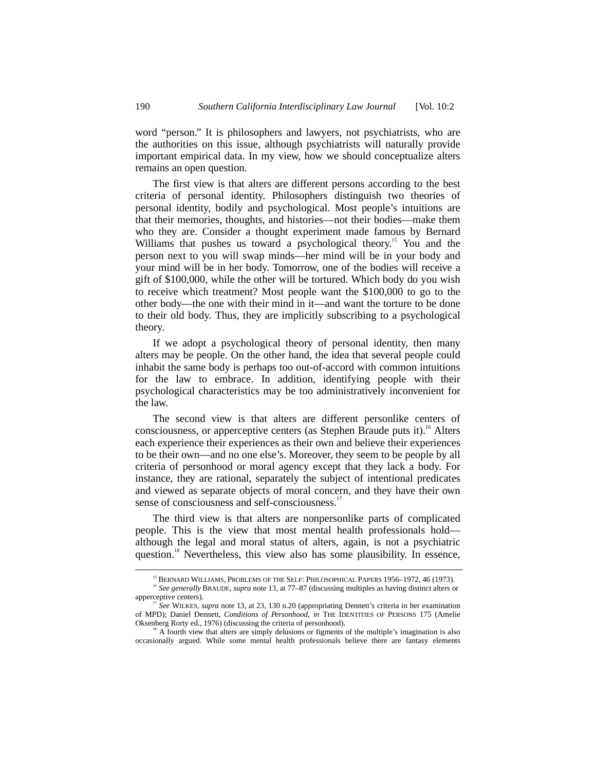word "person." It is philosophers and lawyers, not psychiatrists, who are the authorities on this issue, although psychiatrists will naturally provide important empirical data. In my view, how we should conceptualize alters remains an open question.

The first view is that alters are different persons according to the best criteria of personal identity. Philosophers distinguish two theories of personal identity, bodily and psychological. Most people's intuitions are that their memories, thoughts, and histories—not their bodies—make them who they are. Consider a thought experiment made famous by Bernard Williams that pushes us toward a psychological theory.[15] You and the person next to you will swap minds—her mind will be in your body and your mind will be in her body. Tomorrow, one of the bodies will receive a gift of $100,000, while the other will be tortured. Which body do you wish to receive which treatment? Most people want the $100,000 to go to the other body—the one with their mind in it—and want the torture to be done to their old body. Thus, they are implicitly subscribing to a psychological theory.

If we adopt a psychological theory of personal identity, then many alters may be people. On the other hand, the idea that several people could inhabit the same body is perhaps too out-of-accord with common intuitions for the law to embrace. In addition, identifying people with their psychological characteristics may be too administratively inconvenient for the law.

The second view is that alters are different personlike centers of consciousness, or apperceptive centers (as Stephen Braude puts it).[16] Alters each experience their experiences as their own and believe their experiences to be their own—and no one else's. Moreover, they seem to be people by all criteria of personhood or moral agency except that they lack a body. For instance, they are rational, separately the subject of intentional predicates and viewed as separate objects of moral concern, and they have their own sense of consciousness and self-consciousness.[17]

The third view is that alters are nonpersonlike parts of complicated people. This is the view that most mental health professionals hold—although the legal and moral status of alters, again, is not a psychiatric question.[18] Nevertheless, this view also has some plausibility. In essence,

---

[15] BERNARD WILLIAMS, PROBLEMS OF THE SELF: PHILOSOPHICAL PAPERS 1956–1972, 46 (1973).

[16] *See generally* BRAUDE, *supra* note 13, at 77–87 (discussing multiples as having distinct alters or apperceptive centers).

[17] *See* WILKES, *supra* note 13, at 23, 130 n.20 (appropriating Dennett's criteria in her examination of MPD); Daniel Dennett, *Conditions of Personhood*, *in* THE IDENTITIES OF PERSONS 175 (Amelie Oksenberg Rorty ed., 1976) (discussing the criteria of personhood).

[18] A fourth view that alters are simply delusions or figments of the multiple's imagination is also occasionally argued. While some mental health professionals believe there are fantasy elements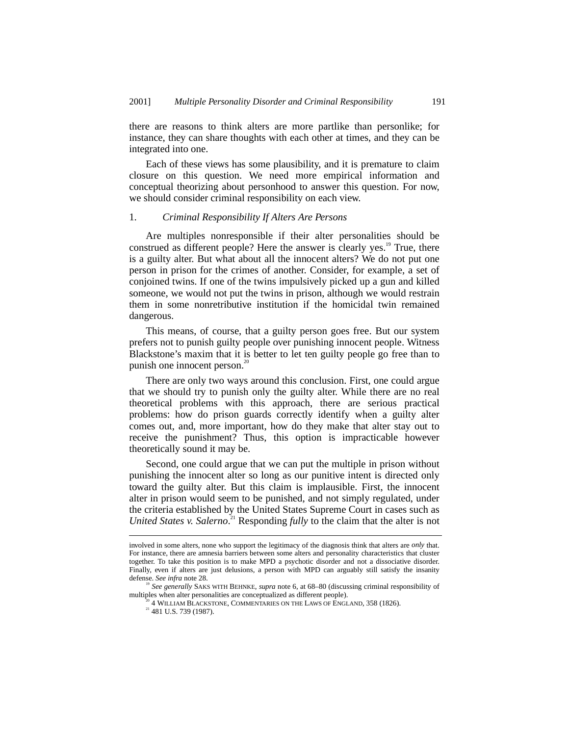there are reasons to think alters are more partlike than personlike; for instance, they can share thoughts with each other at times, and they can be integrated into one.

Each of these views has some plausibility, and it is premature to claim closure on this question. We need more empirical information and conceptual theorizing about personhood to answer this question. For now, we should consider criminal responsibility on each view.

### 1. *Criminal Responsibility If Alters Are Persons*

Are multiples nonresponsible if their alter personalities should be construed as different people? Here the answer is clearly yes.[19] True, there is a guilty alter. But what about all the innocent alters? We do not put one person in prison for the crimes of another. Consider, for example, a set of conjoined twins. If one of the twins impulsively picked up a gun and killed someone, we would not put the twins in prison, although we would restrain them in some nonretributive institution if the homicidal twin remained dangerous.

This means, of course, that a guilty person goes free. But our system prefers not to punish guilty people over punishing innocent people. Witness Blackstone's maxim that it is better to let ten guilty people go free than to punish one innocent person.[20]

There are only two ways around this conclusion. First, one could argue that we should try to punish only the guilty alter. While there are no real theoretical problems with this approach, there are serious practical problems: how do prison guards correctly identify when a guilty alter comes out, and, more important, how do they make that alter stay out to receive the punishment? Thus, this option is impracticable however theoretically sound it may be.

Second, one could argue that we can put the multiple in prison without punishing the innocent alter so long as our punitive intent is directed only toward the guilty alter. But this claim is implausible. First, the innocent alter in prison would seem to be punished, and not simply regulated, under the criteria established by the United States Supreme Court in cases such as *United States v. Salerno*.[21] Responding *fully* to the claim that the alter is not

---

involved in some alters, none who support the legitimacy of the diagnosis think that alters are *only* that. For instance, there are amnesia barriers between some alters and personality characteristics that cluster together. To take this position is to make MPD a psychotic disorder and not a dissociative disorder. Finally, even if alters are just delusions, a person with MPD can arguably still satisfy the insanity defense. *See infra* note 28.

[19] *See generally* SAKS WITH BEHNKE, *supra* note 6, at 68–80 (discussing criminal responsibility of multiples when alter personalities are conceptualized as different people).

[20] 4 WILLIAM BLACKSTONE, COMMENTARIES ON THE LAWS OF ENGLAND, 358 (1826).

[21] 481 U.S. 739 (1987).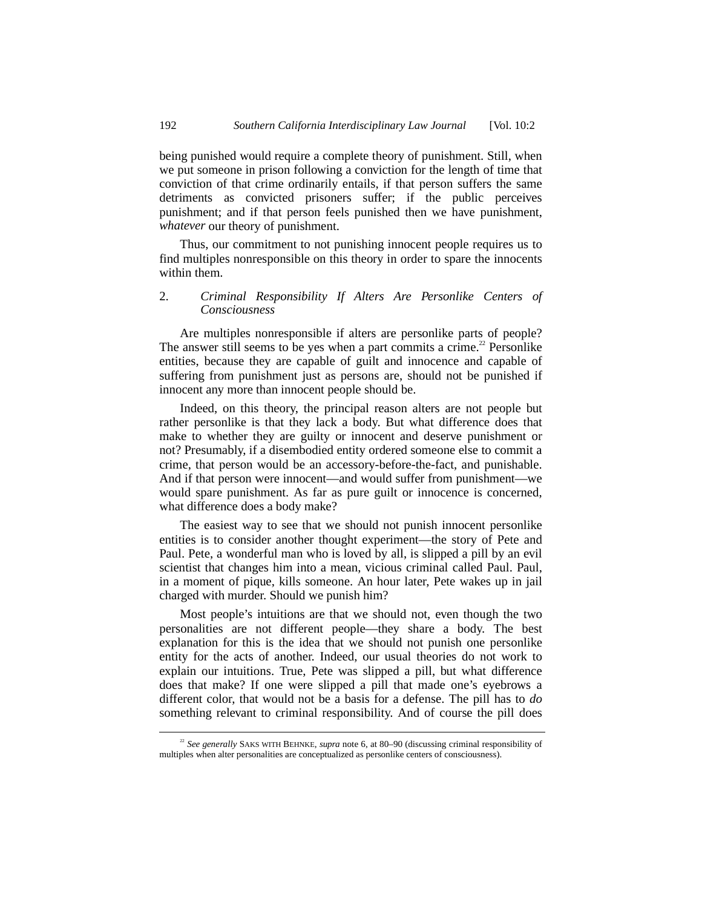being punished would require a complete theory of punishment. Still, when we put someone in prison following a conviction for the length of time that conviction of that crime ordinarily entails, if that person suffers the same detriments as convicted prisoners suffer; if the public perceives punishment; and if that person feels punished then we have punishment, *whatever* our theory of punishment.

Thus, our commitment to not punishing innocent people requires us to find multiples nonresponsible on this theory in order to spare the innocents within them.

### 2. *Criminal Responsibility If Alters Are Personlike Centers of Consciousness*

Are multiples nonresponsible if alters are personlike parts of people? The answer still seems to be yes when a part commits a crime.[22] Personlike entities, because they are capable of guilt and innocence and capable of suffering from punishment just as persons are, should not be punished if innocent any more than innocent people should be.

Indeed, on this theory, the principal reason alters are not people but rather personlike is that they lack a body. But what difference does that make to whether they are guilty or innocent and deserve punishment or not? Presumably, if a disembodied entity ordered someone else to commit a crime, that person would be an accessory-before-the-fact, and punishable. And if that person were innocent—and would suffer from punishment—we would spare punishment. As far as pure guilt or innocence is concerned, what difference does a body make?

The easiest way to see that we should not punish innocent personlike entities is to consider another thought experiment—the story of Pete and Paul. Pete, a wonderful man who is loved by all, is slipped a pill by an evil scientist that changes him into a mean, vicious criminal called Paul. Paul, in a moment of pique, kills someone. An hour later, Pete wakes up in jail charged with murder. Should we punish him?

Most people's intuitions are that we should not, even though the two personalities are not different people—they share a body. The best explanation for this is the idea that we should not punish one personlike entity for the acts of another. Indeed, our usual theories do not work to explain our intuitions. True, Pete was slipped a pill, but what difference does that make? If one were slipped a pill that made one's eyebrows a different color, that would not be a basis for a defense. The pill has to *do* something relevant to criminal responsibility. And of course the pill does

---

[22] *See generally* SAKS WITH BEHNKE, *supra* note 6, at 80–90 (discussing criminal responsibility of multiples when alter personalities are conceptualized as personlike centers of consciousness).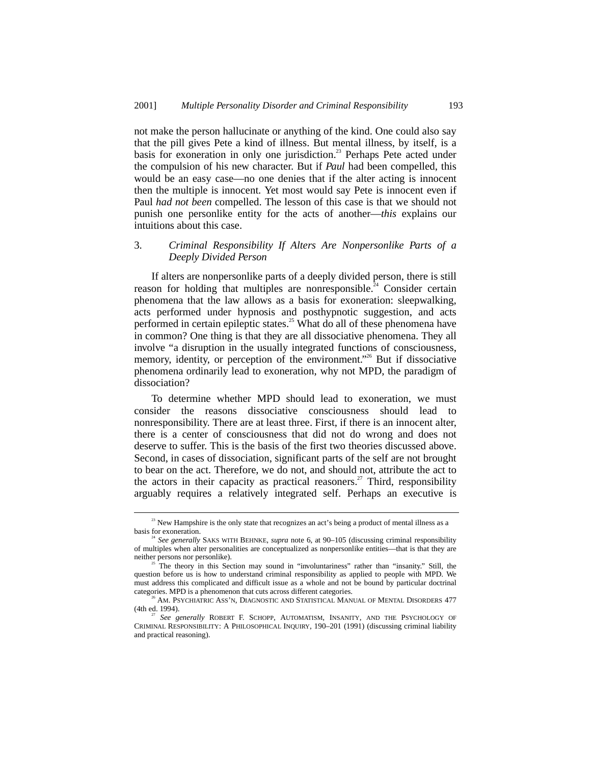not make the person hallucinate or anything of the kind. One could also say that the pill gives Pete a kind of illness. But mental illness, by itself, is a basis for exoneration in only one jurisdiction.[23] Perhaps Pete acted under the compulsion of his new character. But if *Paul* had been compelled, this would be an easy case—no one denies that if the alter acting is innocent then the multiple is innocent. Yet most would say Pete is innocent even if Paul *had not been* compelled. The lesson of this case is that we should not punish one personlike entity for the acts of another—*this* explains our intuitions about this case.

### 3. *Criminal Responsibility If Alters Are Nonpersonlike Parts of a Deeply Divided Person*

If alters are nonpersonlike parts of a deeply divided person, there is still reason for holding that multiples are nonresponsible.[24] Consider certain phenomena that the law allows as a basis for exoneration: sleepwalking, acts performed under hypnosis and posthypnotic suggestion, and acts performed in certain epileptic states.[25] What do all of these phenomena have in common? One thing is that they are all dissociative phenomena. They all involve "a disruption in the usually integrated functions of consciousness, memory, identity, or perception of the environment."[26] But if dissociative phenomena ordinarily lead to exoneration, why not MPD, the paradigm of dissociation?

To determine whether MPD should lead to exoneration, we must consider the reasons dissociative consciousness should lead to nonresponsibility. There are at least three. First, if there is an innocent alter, there is a center of consciousness that did not do wrong and does not deserve to suffer. This is the basis of the first two theories discussed above. Second, in cases of dissociation, significant parts of the self are not brought to bear on the act. Therefore, we do not, and should not, attribute the act to the actors in their capacity as practical reasoners.[27] Third, responsibility arguably requires a relatively integrated self. Perhaps an executive is

---

[23] New Hampshire is the only state that recognizes an act's being a product of mental illness as a basis for exoneration.

[24] *See generally* SAKS WITH BEHNKE, *supra* note 6, at 90–105 (discussing criminal responsibility of multiples when alter personalities are conceptualized as nonpersonlike entities—that is that they are neither persons nor personlike).

[25] The theory in this Section may sound in "involuntariness" rather than "insanity." Still, the question before us is how to understand criminal responsibility as applied to people with MPD. We must address this complicated and difficult issue as a whole and not be bound by particular doctrinal categories. MPD is a phenomenon that cuts across different categories.

[26] AM. PSYCHIATRIC ASS'N, DIAGNOSTIC AND STATISTICAL MANUAL OF MENTAL DISORDERS 477 (4th ed. 1994).

[27] *See generally* ROBERT F. SCHOPP, AUTOMATISM, INSANITY, AND THE PSYCHOLOGY OF CRIMINAL RESPONSIBILITY: A PHILOSOPHICAL INQUIRY, 190–201 (1991) (discussing criminal liability and practical reasoning).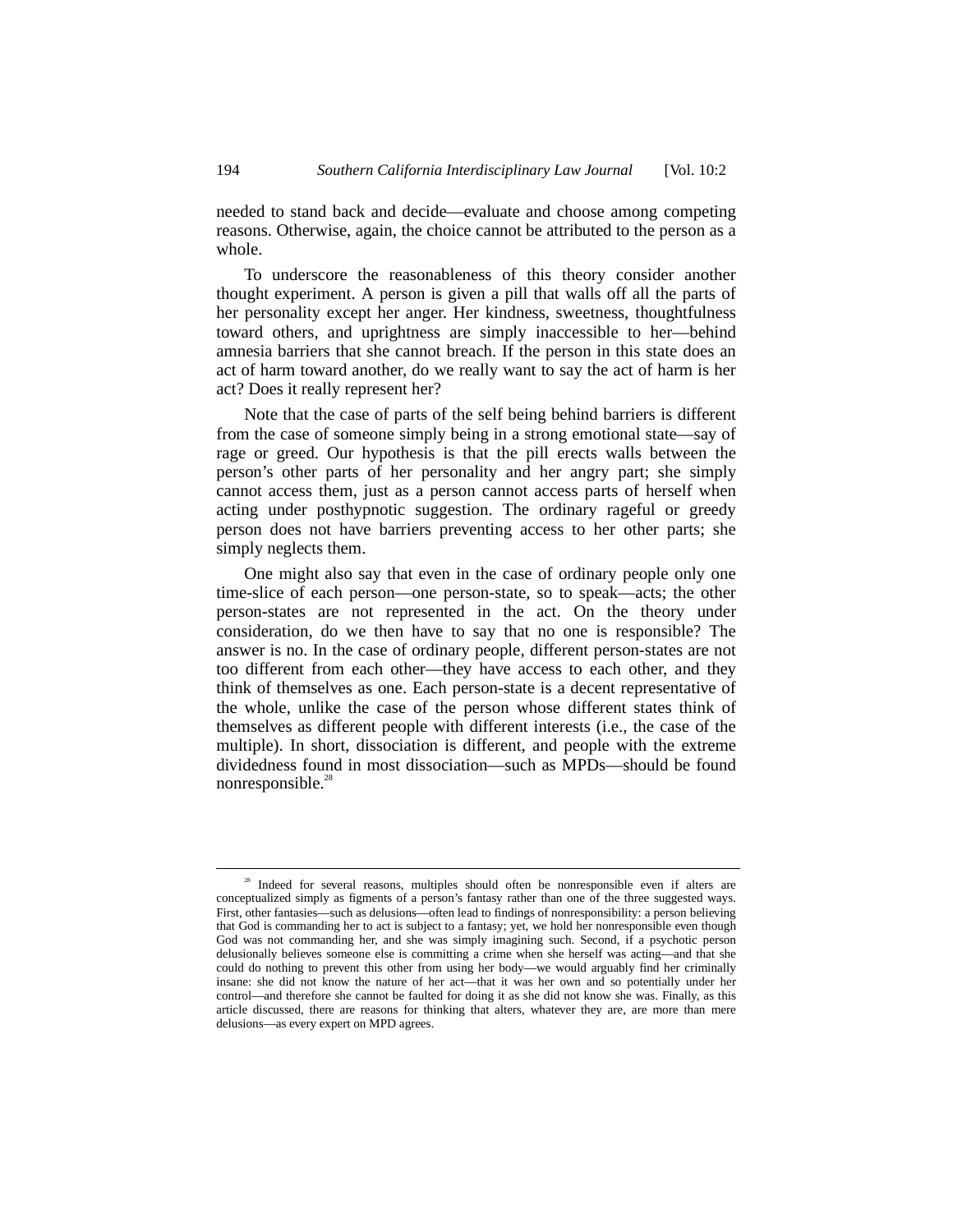needed to stand back and decide—evaluate and choose among competing reasons. Otherwise, again, the choice cannot be attributed to the person as a whole.

To underscore the reasonableness of this theory consider another thought experiment. A person is given a pill that walls off all the parts of her personality except her anger. Her kindness, sweetness, thoughtfulness toward others, and uprightness are simply inaccessible to her—behind amnesia barriers that she cannot breach. If the person in this state does an act of harm toward another, do we really want to say the act of harm is her act? Does it really represent her?

Note that the case of parts of the self being behind barriers is different from the case of someone simply being in a strong emotional state—say of rage or greed. Our hypothesis is that the pill erects walls between the person's other parts of her personality and her angry part; she simply cannot access them, just as a person cannot access parts of herself when acting under posthypnotic suggestion. The ordinary rageful or greedy person does not have barriers preventing access to her other parts; she simply neglects them.

One might also say that even in the case of ordinary people only one time-slice of each person—one person-state, so to speak—acts; the other person-states are not represented in the act. On the theory under consideration, do we then have to say that no one is responsible? The answer is no. In the case of ordinary people, different person-states are not too different from each other—they have access to each other, and they think of themselves as one. Each person-state is a decent representative of the whole, unlike the case of the person whose different states think of themselves as different people with different interests (i.e., the case of the multiple). In short, dissociation is different, and people with the extreme dividedness found in most dissociation—such as MPDs—should be found nonresponsible.[28]

---

[28] Indeed for several reasons, multiples should often be nonresponsible even if alters are conceptualized simply as figments of a person's fantasy rather than one of the three suggested ways. First, other fantasies—such as delusions—often lead to findings of nonresponsibility: a person believing that God is commanding her to act is subject to a fantasy; yet, we hold her nonresponsible even though God was not commanding her, and she was simply imagining such. Second, if a psychotic person delusionally believes someone else is committing a crime when she herself was acting—and that she could do nothing to prevent this other from using her body—we would arguably find her criminally insane: she did not know the nature of her act—that it was her own and so potentially under her control—and therefore she cannot be faulted for doing it as she did not know she was. Finally, as this article discussed, there are reasons for thinking that alters, whatever they are, are more than mere delusions—as every expert on MPD agrees.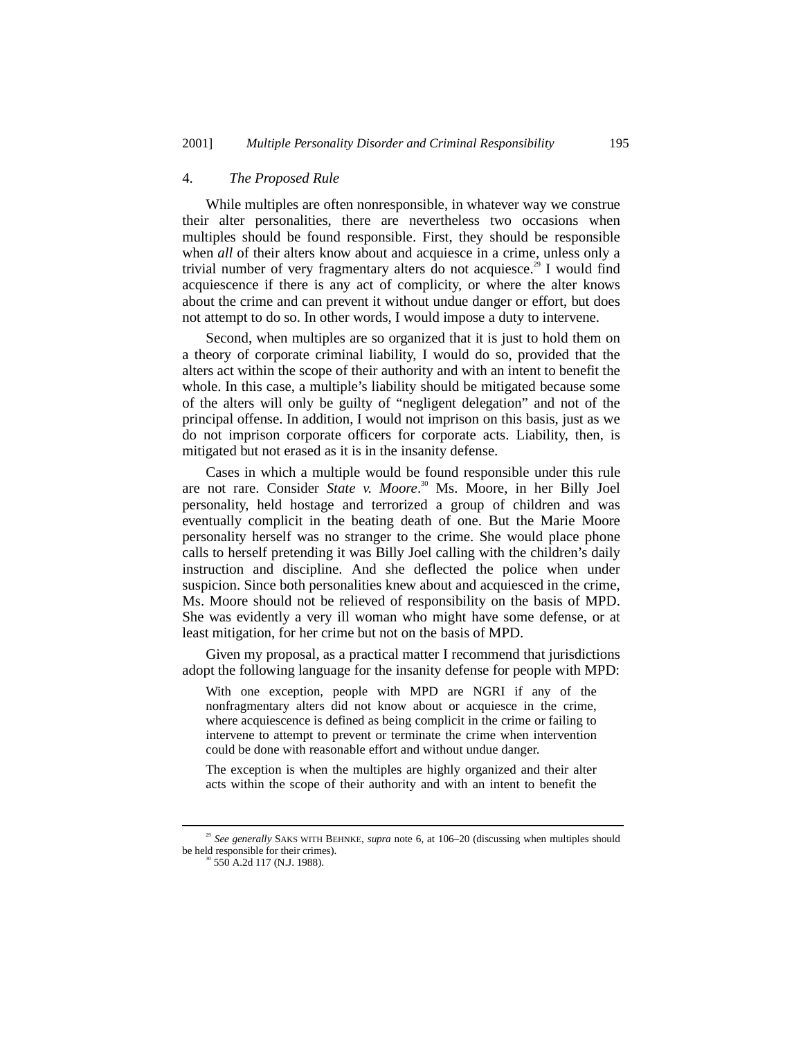### 4. *The Proposed Rule*

While multiples are often nonresponsible, in whatever way we construe their alter personalities, there are nevertheless two occasions when multiples should be found responsible. First, they should be responsible when *all* of their alters know about and acquiesce in a crime, unless only a trivial number of very fragmentary alters do not acquiesce.[29] I would find acquiescence if there is any act of complicity, or where the alter knows about the crime and can prevent it without undue danger or effort, but does not attempt to do so. In other words, I would impose a duty to intervene.

Second, when multiples are so organized that it is just to hold them on a theory of corporate criminal liability, I would do so, provided that the alters act within the scope of their authority and with an intent to benefit the whole. In this case, a multiple's liability should be mitigated because some of the alters will only be guilty of "negligent delegation" and not of the principal offense. In addition, I would not imprison on this basis, just as we do not imprison corporate officers for corporate acts. Liability, then, is mitigated but not erased as it is in the insanity defense.

Cases in which a multiple would be found responsible under this rule are not rare. Consider *State v. Moore*.[30] Ms. Moore, in her Billy Joel personality, held hostage and terrorized a group of children and was eventually complicit in the beating death of one. But the Marie Moore personality herself was no stranger to the crime. She would place phone calls to herself pretending it was Billy Joel calling with the children's daily instruction and discipline. And she deflected the police when under suspicion. Since both personalities knew about and acquiesced in the crime, Ms. Moore should not be relieved of responsibility on the basis of MPD. She was evidently a very ill woman who might have some defense, or at least mitigation, for her crime but not on the basis of MPD.

Given my proposal, as a practical matter I recommend that jurisdictions adopt the following language for the insanity defense for people with MPD:

> With one exception, people with MPD are NGRI if any of the nonfragmentary alters did not know about or acquiesce in the crime, where acquiescence is defined as being complicit in the crime or failing to intervene to attempt to prevent or terminate the crime when intervention could be done with reasonable effort and without undue danger.
>
> The exception is when the multiples are highly organized and their alter acts within the scope of their authority and with an intent to benefit the

---

[29] *See generally* SAKS WITH BEHNKE, *supra* note 6, at 106–20 (discussing when multiples should be held responsible for their crimes).

[30] 550 A.2d 117 (N.J. 1988).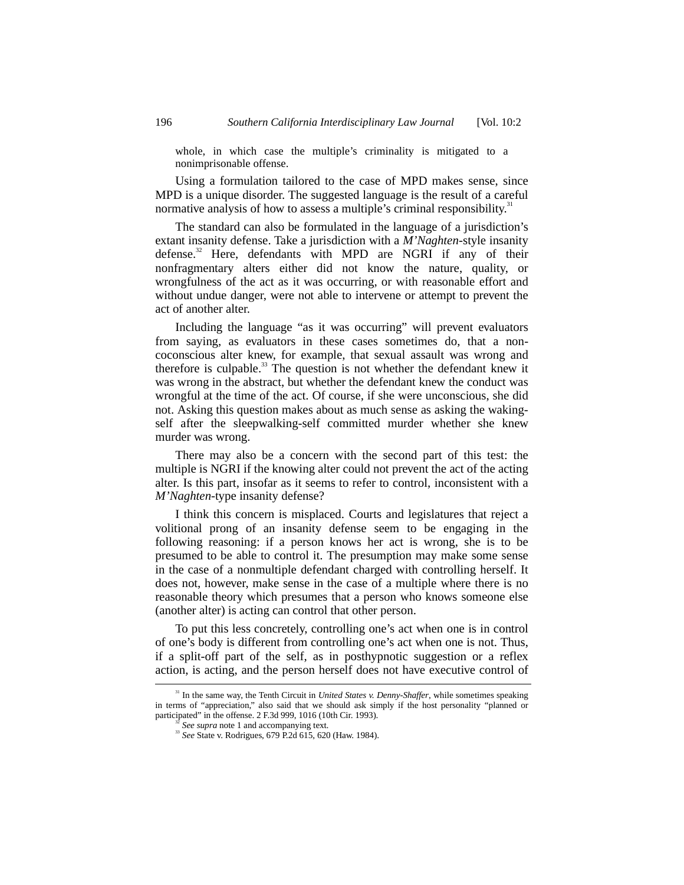whole, in which case the multiple's criminality is mitigated to a nonimprisonable offense.

Using a formulation tailored to the case of MPD makes sense, since MPD is a unique disorder. The suggested language is the result of a careful normative analysis of how to assess a multiple's criminal responsibility.[31]

The standard can also be formulated in the language of a jurisdiction's extant insanity defense. Take a jurisdiction with a *M'Naghten*-style insanity defense.[32] Here, defendants with MPD are NGRI if any of their nonfragmentary alters either did not know the nature, quality, or wrongfulness of the act as it was occurring, or with reasonable effort and without undue danger, were not able to intervene or attempt to prevent the act of another alter.

Including the language "as it was occurring" will prevent evaluators from saying, as evaluators in these cases sometimes do, that a non-coconscious alter knew, for example, that sexual assault was wrong and therefore is culpable.[33] The question is not whether the defendant knew it was wrong in the abstract, but whether the defendant knew the conduct was wrongful at the time of the act. Of course, if she were unconscious, she did not. Asking this question makes about as much sense as asking the waking-self after the sleepwalking-self committed murder whether she knew murder was wrong.

There may also be a concern with the second part of this test: the multiple is NGRI if the knowing alter could not prevent the act of the acting alter. Is this part, insofar as it seems to refer to control, inconsistent with a *M'Naghten*-type insanity defense?

I think this concern is misplaced. Courts and legislatures that reject a volitional prong of an insanity defense seem to be engaging in the following reasoning: if a person knows her act is wrong, she is to be presumed to be able to control it. The presumption may make some sense in the case of a nonmultiple defendant charged with controlling herself. It does not, however, make sense in the case of a multiple where there is no reasonable theory which presumes that a person who knows someone else (another alter) is acting can control that other person.

To put this less concretely, controlling one's act when one is in control of one's body is different from controlling one's act when one is not. Thus, if a split-off part of the self, as in posthypnotic suggestion or a reflex action, is acting, and the person herself does not have executive control of

---

[31] In the same way, the Tenth Circuit in *United States v. Denny-Shaffer*, while sometimes speaking in terms of "appreciation," also said that we should ask simply if the host personality "planned or participated" in the offense. 2 F.3d 999, 1016 (10th Cir. 1993).

[32] *See supra* note 1 and accompanying text.

[33] *See* State v. Rodrigues, 679 P.2d 615, 620 (Haw. 1984).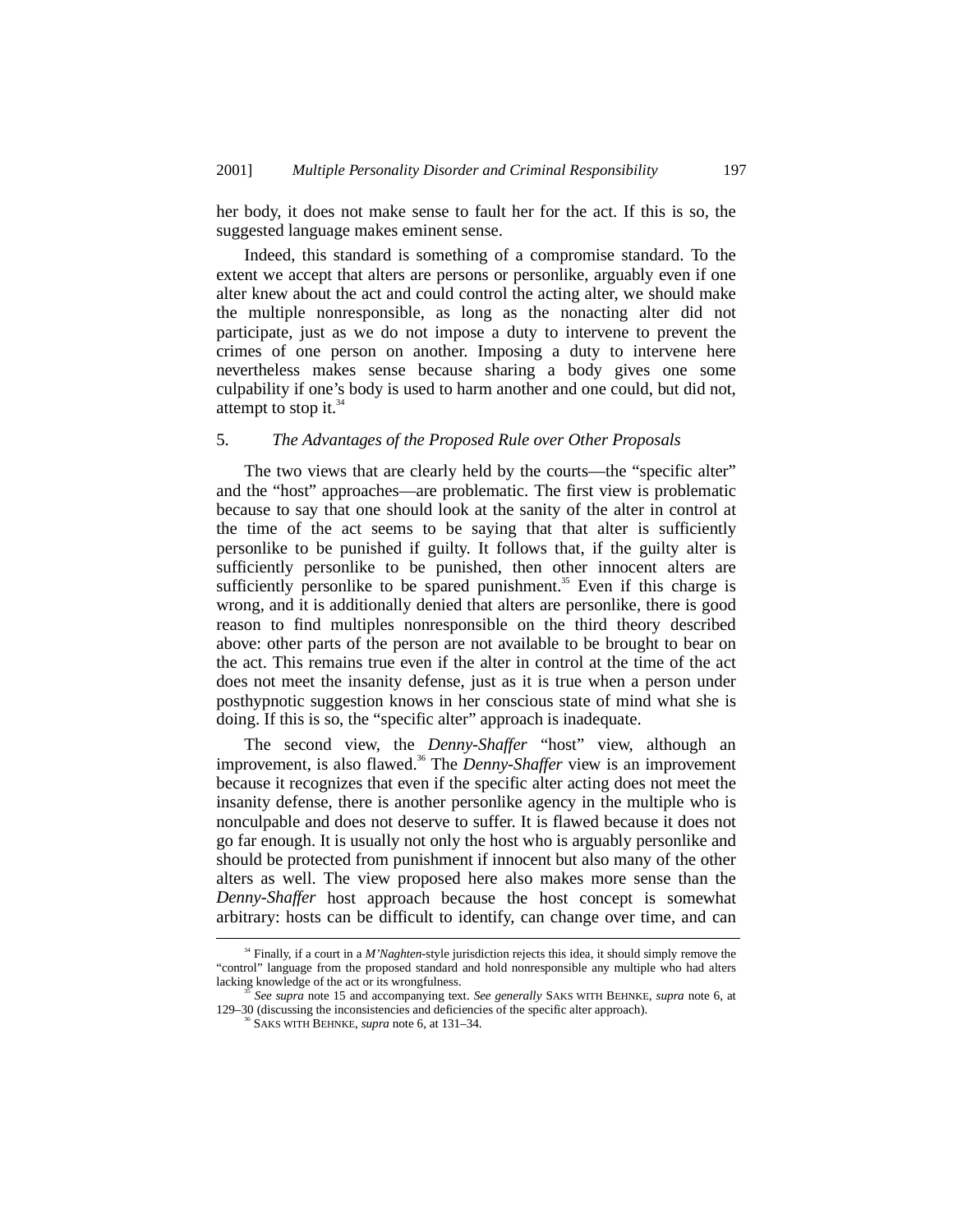her body, it does not make sense to fault her for the act. If this is so, the suggested language makes eminent sense.

Indeed, this standard is something of a compromise standard. To the extent we accept that alters are persons or personlike, arguably even if one alter knew about the act and could control the acting alter, we should make the multiple nonresponsible, as long as the nonacting alter did not participate, just as we do not impose a duty to intervene to prevent the crimes of one person on another. Imposing a duty to intervene here nevertheless makes sense because sharing a body gives one some culpability if one's body is used to harm another and one could, but did not, attempt to stop it.[34]

### 5. *The Advantages of the Proposed Rule over Other Proposals*

The two views that are clearly held by the courts—the "specific alter" and the "host" approaches—are problematic. The first view is problematic because to say that one should look at the sanity of the alter in control at the time of the act seems to be saying that that alter is sufficiently personlike to be punished if guilty. It follows that, if the guilty alter is sufficiently personlike to be punished, then other innocent alters are sufficiently personlike to be spared punishment.[35] Even if this charge is wrong, and it is additionally denied that alters are personlike, there is good reason to find multiples nonresponsible on the third theory described above: other parts of the person are not available to be brought to bear on the act. This remains true even if the alter in control at the time of the act does not meet the insanity defense, just as it is true when a person under posthypnotic suggestion knows in her conscious state of mind what she is doing. If this is so, the "specific alter" approach is inadequate.

The second view, the *Denny-Shaffer* "host" view, although an improvement, is also flawed.[36] The *Denny-Shaffer* view is an improvement because it recognizes that even if the specific alter acting does not meet the insanity defense, there is another personlike agency in the multiple who is nonculpable and does not deserve to suffer. It is flawed because it does not go far enough. It is usually not only the host who is arguably personlike and should be protected from punishment if innocent but also many of the other alters as well. The view proposed here also makes more sense than the *Denny-Shaffer* host approach because the host concept is somewhat arbitrary: hosts can be difficult to identify, can change over time, and can

---

[34] Finally, if a court in a *M'Naghten*-style jurisdiction rejects this idea, it should simply remove the "control" language from the proposed standard and hold nonresponsible any multiple who had alters lacking knowledge of the act or its wrongfulness.

[35] *See supra* note 15 and accompanying text. *See generally* SAKS WITH BEHNKE, *supra* note 6, at 129–30 (discussing the inconsistencies and deficiencies of the specific alter approach).

[36] SAKS WITH BEHNKE, *supra* note 6, at 131–34.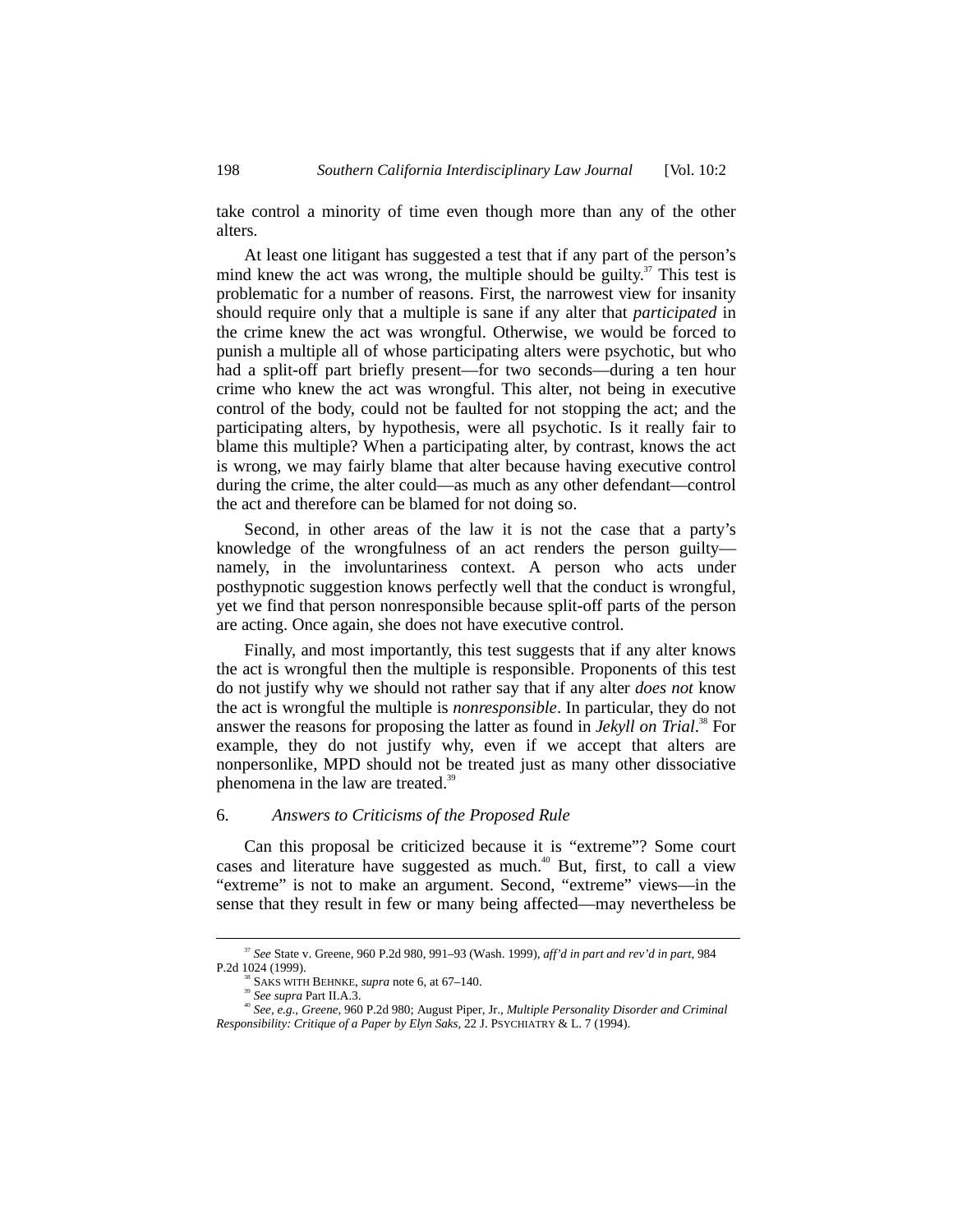take control a minority of time even though more than any of the other alters.

At least one litigant has suggested a test that if any part of the person's mind knew the act was wrong, the multiple should be guilty.[37] This test is problematic for a number of reasons. First, the narrowest view for insanity should require only that a multiple is sane if any alter that *participated* in the crime knew the act was wrongful. Otherwise, we would be forced to punish a multiple all of whose participating alters were psychotic, but who had a split-off part briefly present—for two seconds—during a ten hour crime who knew the act was wrongful. This alter, not being in executive control of the body, could not be faulted for not stopping the act; and the participating alters, by hypothesis, were all psychotic. Is it really fair to blame this multiple? When a participating alter, by contrast, knows the act is wrong, we may fairly blame that alter because having executive control during the crime, the alter could—as much as any other defendant—control the act and therefore can be blamed for not doing so.

Second, in other areas of the law it is not the case that a party's knowledge of the wrongfulness of an act renders the person guilty—namely, in the involuntariness context. A person who acts under posthypnotic suggestion knows perfectly well that the conduct is wrongful, yet we find that person nonresponsible because split-off parts of the person are acting. Once again, she does not have executive control.

Finally, and most importantly, this test suggests that if any alter knows the act is wrongful then the multiple is responsible. Proponents of this test do not justify why we should not rather say that if any alter *does not* know the act is wrongful the multiple is *nonresponsible*. In particular, they do not answer the reasons for proposing the latter as found in *Jekyll on Trial*.[38] For example, they do not justify why, even if we accept that alters are nonpersonlike, MPD should not be treated just as many other dissociative phenomena in the law are treated.[39]

### 6. *Answers to Criticisms of the Proposed Rule*

Can this proposal be criticized because it is "extreme"? Some court cases and literature have suggested as much.[40] But, first, to call a view "extreme" is not to make an argument. Second, "extreme" views—in the sense that they result in few or many being affected—may nevertheless be

---

[37] *See* State v. Greene, 960 P.2d 980, 991–93 (Wash. 1999), *aff'd in part and rev'd in part*, 984 P.2d 1024 (1999).

[38] SAKS WITH BEHNKE, *supra* note 6, at 67–140.

[39] *See supra* Part II.A.3.

[40] *See, e.g.*, *Greene*, 960 P.2d 980; August Piper, Jr., *Multiple Personality Disorder and Criminal Responsibility: Critique of a Paper by Elyn Saks*, 22 J. PSYCHIATRY & L. 7 (1994).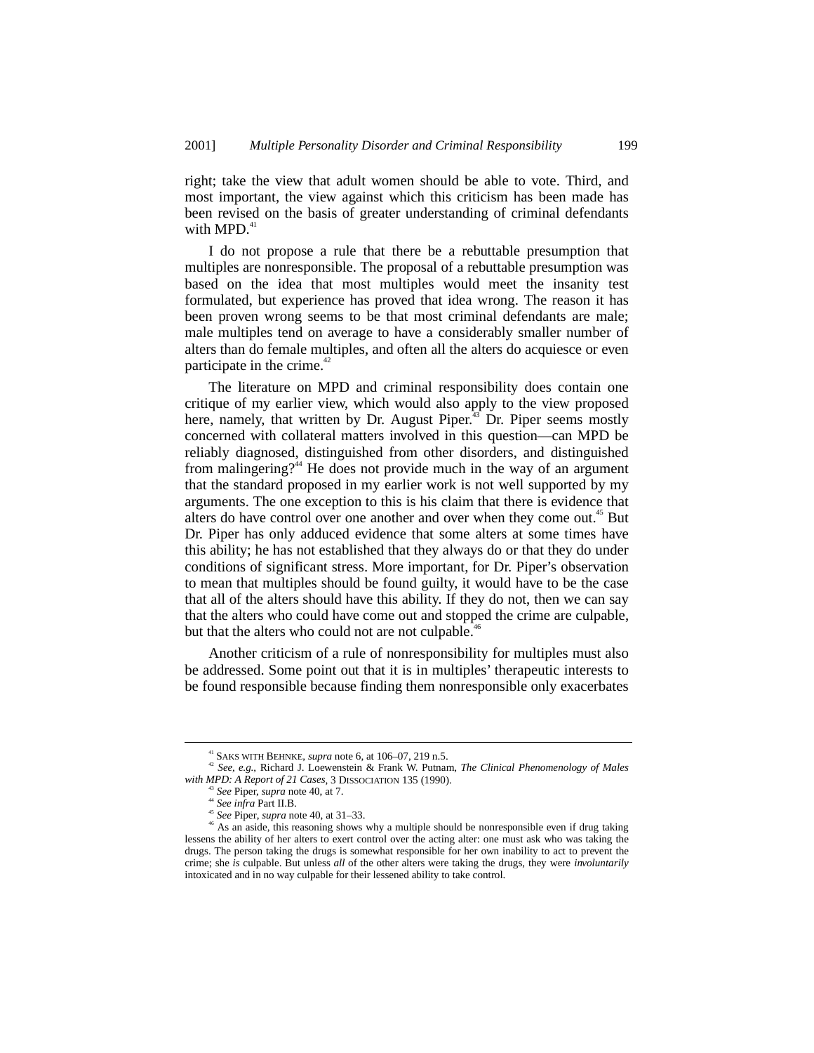right; take the view that adult women should be able to vote. Third, and most important, the view against which this criticism has been made has been revised on the basis of greater understanding of criminal defendants with MPD.[41]

I do not propose a rule that there be a rebuttable presumption that multiples are nonresponsible. The proposal of a rebuttable presumption was based on the idea that most multiples would meet the insanity test formulated, but experience has proved that idea wrong. The reason it has been proven wrong seems to be that most criminal defendants are male; male multiples tend on average to have a considerably smaller number of alters than do female multiples, and often all the alters do acquiesce or even participate in the crime.[42]

The literature on MPD and criminal responsibility does contain one critique of my earlier view, which would also apply to the view proposed here, namely, that written by Dr. August Piper.[43] Dr. Piper seems mostly concerned with collateral matters involved in this question—can MPD be reliably diagnosed, distinguished from other disorders, and distinguished from malingering?[44] He does not provide much in the way of an argument that the standard proposed in my earlier work is not well supported by my arguments. The one exception to this is his claim that there is evidence that alters do have control over one another and over when they come out.[45] But Dr. Piper has only adduced evidence that some alters at some times have this ability; he has not established that they always do or that they do under conditions of significant stress. More important, for Dr. Piper's observation to mean that multiples should be found guilty, it would have to be the case that all of the alters should have this ability. If they do not, then we can say that the alters who could have come out and stopped the crime are culpable, but that the alters who could not are not culpable.[46]

Another criticism of a rule of nonresponsibility for multiples must also be addressed. Some point out that it is in multiples' therapeutic interests to be found responsible because finding them nonresponsible only exacerbates

---

[41] SAKS WITH BEHNKE, *supra* note 6, at 106–07, 219 n.5.

[42] *See, e.g.*, Richard J. Loewenstein & Frank W. Putnam, *The Clinical Phenomenology of Males with MPD: A Report of 21 Cases*, 3 DISSOCIATION 135 (1990).

[43] *See* Piper, *supra* note 40, at 7.

[44] *See infra* Part II.B.

[45] *See* Piper, *supra* note 40, at 31–33.

[46] As an aside, this reasoning shows why a multiple should be nonresponsible even if drug taking lessens the ability of her alters to exert control over the acting alter: one must ask who was taking the drugs. The person taking the drugs is somewhat responsible for her own inability to act to prevent the crime; she *is* culpable. But unless *all* of the other alters were taking the drugs, they were *involuntarily* intoxicated and in no way culpable for their lessened ability to take control.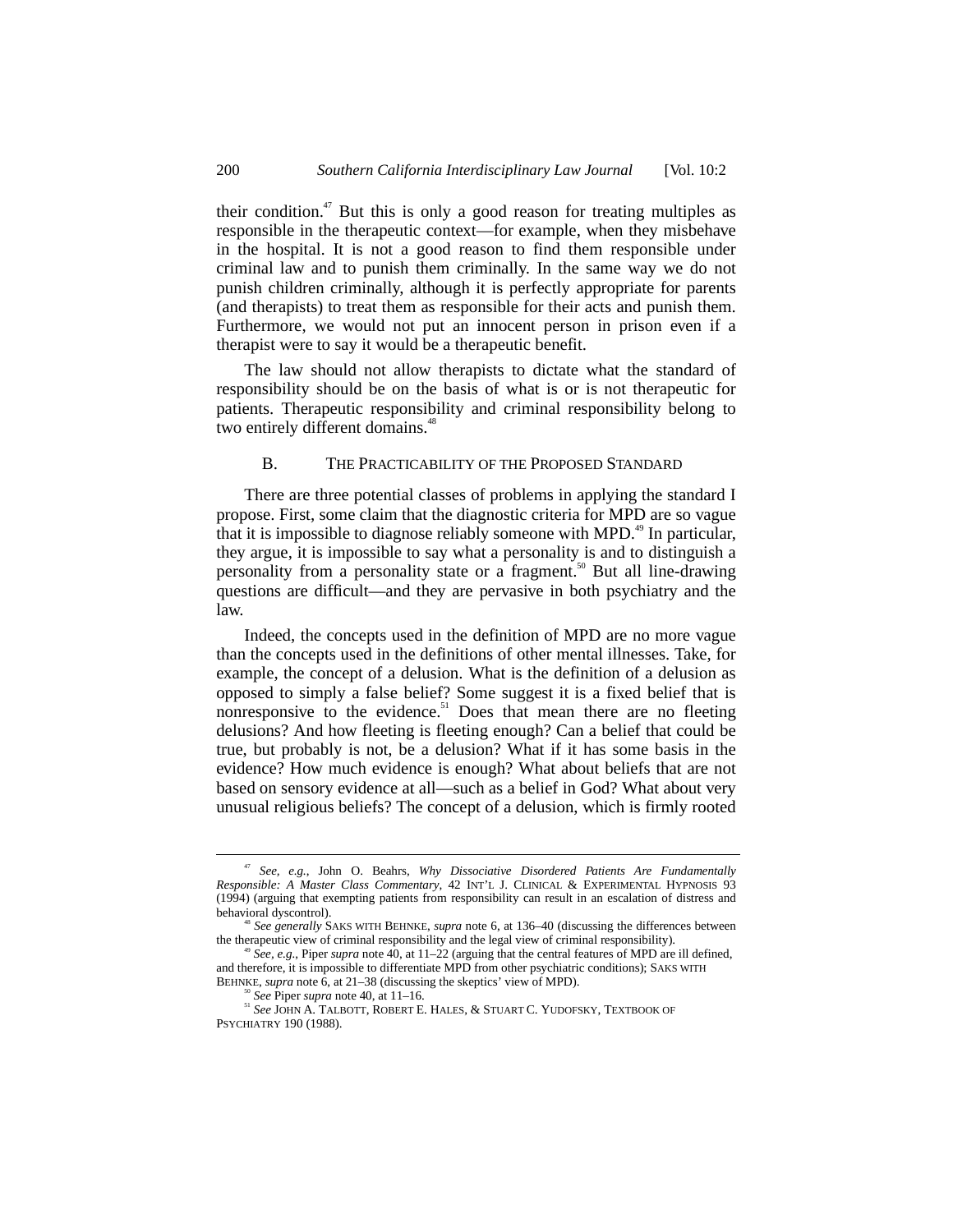their condition.[47] But this is only a good reason for treating multiples as responsible in the therapeutic context—for example, when they misbehave in the hospital. It is not a good reason to find them responsible under criminal law and to punish them criminally. In the same way we do not punish children criminally, although it is perfectly appropriate for parents (and therapists) to treat them as responsible for their acts and punish them. Furthermore, we would not put an innocent person in prison even if a therapist were to say it would be a therapeutic benefit.

The law should not allow therapists to dictate what the standard of responsibility should be on the basis of what is or is not therapeutic for patients. Therapeutic responsibility and criminal responsibility belong to two entirely different domains.[48]

### B. The Practicability of the Proposed Standard

There are three potential classes of problems in applying the standard I propose. First, some claim that the diagnostic criteria for MPD are so vague that it is impossible to diagnose reliably someone with MPD.[49] In particular, they argue, it is impossible to say what a personality is and to distinguish a personality from a personality state or a fragment.[50] But all line-drawing questions are difficult—and they are pervasive in both psychiatry and the law.

Indeed, the concepts used in the definition of MPD are no more vague than the concepts used in the definitions of other mental illnesses. Take, for example, the concept of a delusion. What is the definition of a delusion as opposed to simply a false belief? Some suggest it is a fixed belief that is nonresponsive to the evidence.[51] Does that mean there are no fleeting delusions? And how fleeting is fleeting enough? Can a belief that could be true, but probably is not, be a delusion? What if it has some basis in the evidence? How much evidence is enough? What about beliefs that are not based on sensory evidence at all—such as a belief in God? What about very unusual religious beliefs? The concept of a delusion, which is firmly rooted

---

[47] *See, e.g.*, John O. Beahrs, *Why Dissociative Disordered Patients Are Fundamentally Responsible: A Master Class Commentary*, 42 Int'l J. Clinical & Experimental Hypnosis 93 (1994) (arguing that exempting patients from responsibility can result in an escalation of distress and behavioral dyscontrol).

[48] *See generally* Saks with Behnke, *supra* note 6, at 136–40 (discussing the differences between the therapeutic view of criminal responsibility and the legal view of criminal responsibility).

[49] *See, e.g.*, Piper *supra* note 40, at 11–22 (arguing that the central features of MPD are ill defined, and therefore, it is impossible to differentiate MPD from other psychiatric conditions); Saks with Behnke, *supra* note 6, at 21–38 (discussing the skeptics' view of MPD).

[50] *See* Piper *supra* note 40, at 11–16.

[51] *See* John A. Talbott, Robert E. Hales, & Stuart C. Yudofsky, Textbook of Psychiatry 190 (1988).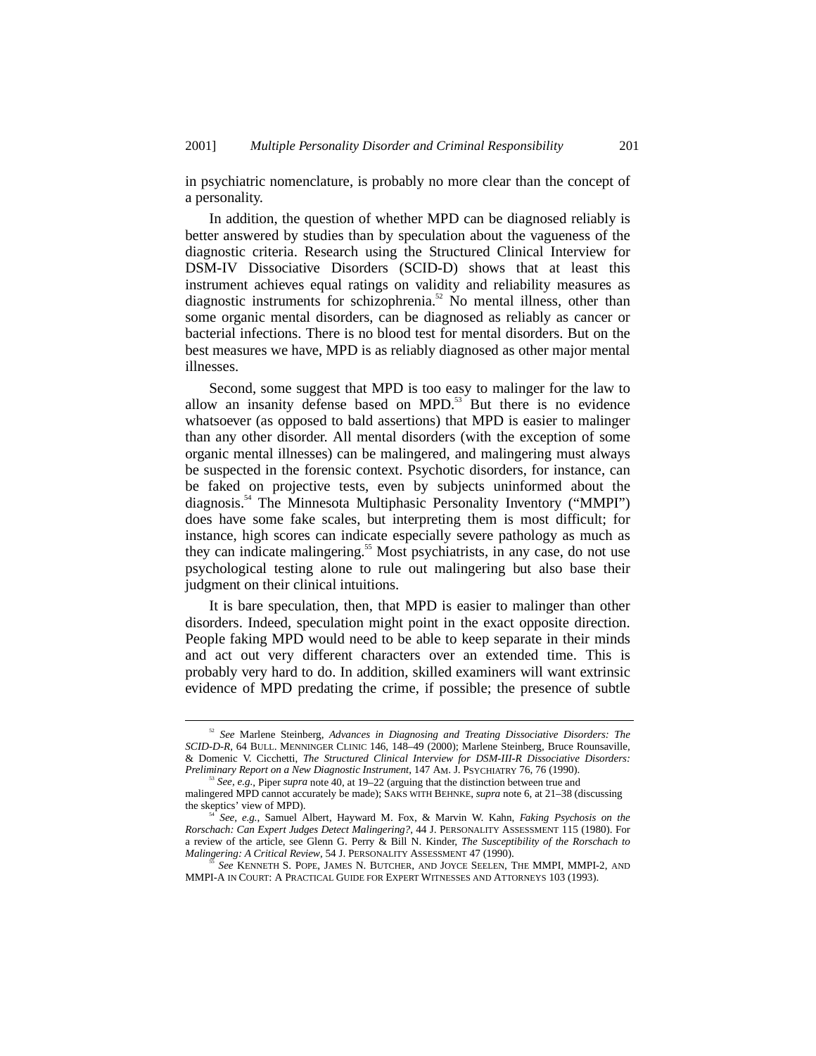in psychiatric nomenclature, is probably no more clear than the concept of a personality.

In addition, the question of whether MPD can be diagnosed reliably is better answered by studies than by speculation about the vagueness of the diagnostic criteria. Research using the Structured Clinical Interview for DSM-IV Dissociative Disorders (SCID-D) shows that at least this instrument achieves equal ratings on validity and reliability measures as diagnostic instruments for schizophrenia.[52] No mental illness, other than some organic mental disorders, can be diagnosed as reliably as cancer or bacterial infections. There is no blood test for mental disorders. But on the best measures we have, MPD is as reliably diagnosed as other major mental illnesses.

Second, some suggest that MPD is too easy to malinger for the law to allow an insanity defense based on MPD.[53] But there is no evidence whatsoever (as opposed to bald assertions) that MPD is easier to malinger than any other disorder. All mental disorders (with the exception of some organic mental illnesses) can be malingered, and malingering must always be suspected in the forensic context. Psychotic disorders, for instance, can be faked on projective tests, even by subjects uninformed about the diagnosis.[54] The Minnesota Multiphasic Personality Inventory ("MMPI") does have some fake scales, but interpreting them is most difficult; for instance, high scores can indicate especially severe pathology as much as they can indicate malingering.[55] Most psychiatrists, in any case, do not use psychological testing alone to rule out malingering but also base their judgment on their clinical intuitions.

It is bare speculation, then, that MPD is easier to malinger than other disorders. Indeed, speculation might point in the exact opposite direction. People faking MPD would need to be able to keep separate in their minds and act out very different characters over an extended time. This is probably very hard to do. In addition, skilled examiners will want extrinsic evidence of MPD predating the crime, if possible; the presence of subtle

---

[52] *See* Marlene Steinberg, *Advances in Diagnosing and Treating Dissociative Disorders: The SCID-D-R*, 64 BULL. MENNINGER CLINIC 146, 148–49 (2000); Marlene Steinberg, Bruce Rounsaville, & Domenic V. Cicchetti, *The Structured Clinical Interview for DSM-III-R Dissociative Disorders: Preliminary Report on a New Diagnostic Instrument*, 147 AM. J. PSYCHIATRY 76, 76 (1990).

[53] *See, e.g.*, Piper *supra* note 40, at 19–22 (arguing that the distinction between true and malingered MPD cannot accurately be made); SAKS WITH BEHNKE, *supra* note 6, at 21–38 (discussing the skeptics' view of MPD).

[54] *See, e.g.*, Samuel Albert, Hayward M. Fox, & Marvin W. Kahn, *Faking Psychosis on the Rorschach: Can Expert Judges Detect Malingering?*, 44 J. PERSONALITY ASSESSMENT 115 (1980). For a review of the article, see Glenn G. Perry & Bill N. Kinder, *The Susceptibility of the Rorschach to Malingering: A Critical Review*, 54 J. PERSONALITY ASSESSMENT 47 (1990).

[55] *See* KENNETH S. POPE, JAMES N. BUTCHER, AND JOYCE SEELEN, THE MMPI, MMPI-2, AND MMPI-A IN COURT: A PRACTICAL GUIDE FOR EXPERT WITNESSES AND ATTORNEYS 103 (1993).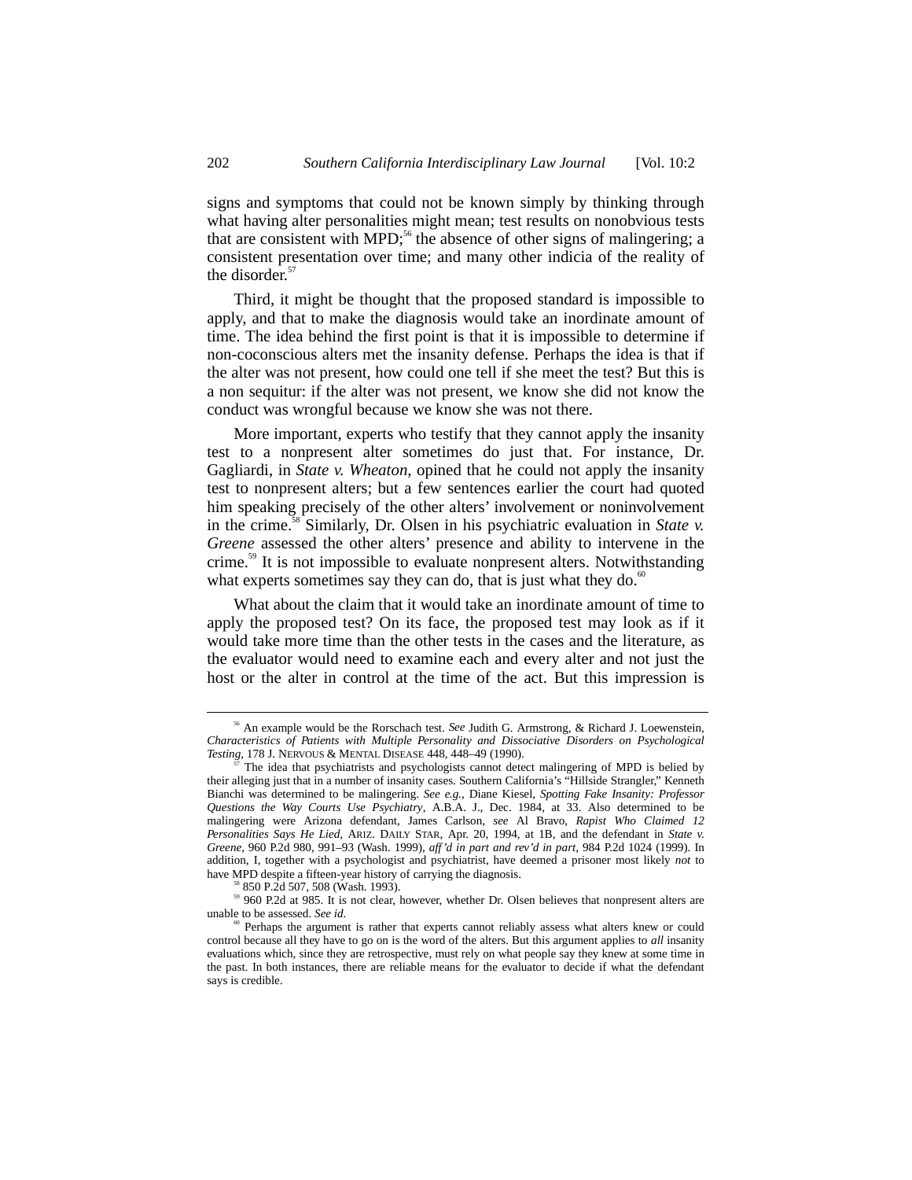signs and symptoms that could not be known simply by thinking through what having alter personalities might mean; test results on nonobvious tests that are consistent with MPD;[56] the absence of other signs of malingering; a consistent presentation over time; and many other indicia of the reality of the disorder.[57]

Third, it might be thought that the proposed standard is impossible to apply, and that to make the diagnosis would take an inordinate amount of time. The idea behind the first point is that it is impossible to determine if non-coconscious alters met the insanity defense. Perhaps the idea is that if the alter was not present, how could one tell if she meet the test? But this is a non sequitur: if the alter was not present, we know she did not know the conduct was wrongful because we know she was not there.

More important, experts who testify that they cannot apply the insanity test to a nonpresent alter sometimes do just that. For instance, Dr. Gagliardi, in *State v. Wheaton*, opined that he could not apply the insanity test to nonpresent alters; but a few sentences earlier the court had quoted him speaking precisely of the other alters' involvement or noninvolvement in the crime.[58] Similarly, Dr. Olsen in his psychiatric evaluation in *State v. Greene* assessed the other alters' presence and ability to intervene in the crime.[59] It is not impossible to evaluate nonpresent alters. Notwithstanding what experts sometimes say they can do, that is just what they do.[60]

What about the claim that it would take an inordinate amount of time to apply the proposed test? On its face, the proposed test may look as if it would take more time than the other tests in the cases and the literature, as the evaluator would need to examine each and every alter and not just the host or the alter in control at the time of the act. But this impression is

---

[56] An example would be the Rorschach test. *See* Judith G. Armstrong, & Richard J. Loewenstein, *Characteristics of Patients with Multiple Personality and Dissociative Disorders on Psychological Testing*, 178 J. NERVOUS & MENTAL DISEASE 448, 448–49 (1990).

[57] The idea that psychiatrists and psychologists cannot detect malingering of MPD is belied by their alleging just that in a number of insanity cases. Southern California's "Hillside Strangler," Kenneth Bianchi was determined to be malingering. *See e.g.*, Diane Kiesel, *Spotting Fake Insanity: Professor Questions the Way Courts Use Psychiatry*, A.B.A. J., Dec. 1984, at 33. Also determined to be malingering were Arizona defendant, James Carlson, *see* Al Bravo, *Rapist Who Claimed 12 Personalities Says He Lied*, ARIZ. DAILY STAR, Apr. 20, 1994, at 1B, and the defendant in *State v. Greene*, 960 P.2d 980, 991–93 (Wash. 1999), *aff'd in part and rev'd in part*, 984 P.2d 1024 (1999). In addition, I, together with a psychologist and psychiatrist, have deemed a prisoner most likely *not* to have MPD despite a fifteen-year history of carrying the diagnosis.

[58] 850 P.2d 507, 508 (Wash. 1993).

[59] 960 P.2d at 985. It is not clear, however, whether Dr. Olsen believes that nonpresent alters are unable to be assessed. *See id.*

[60] Perhaps the argument is rather that experts cannot reliably assess what alters knew or could control because all they have to go on is the word of the alters. But this argument applies to *all* insanity evaluations which, since they are retrospective, must rely on what people say they knew at some time in the past. In both instances, there are reliable means for the evaluator to decide if what the defendant says is credible.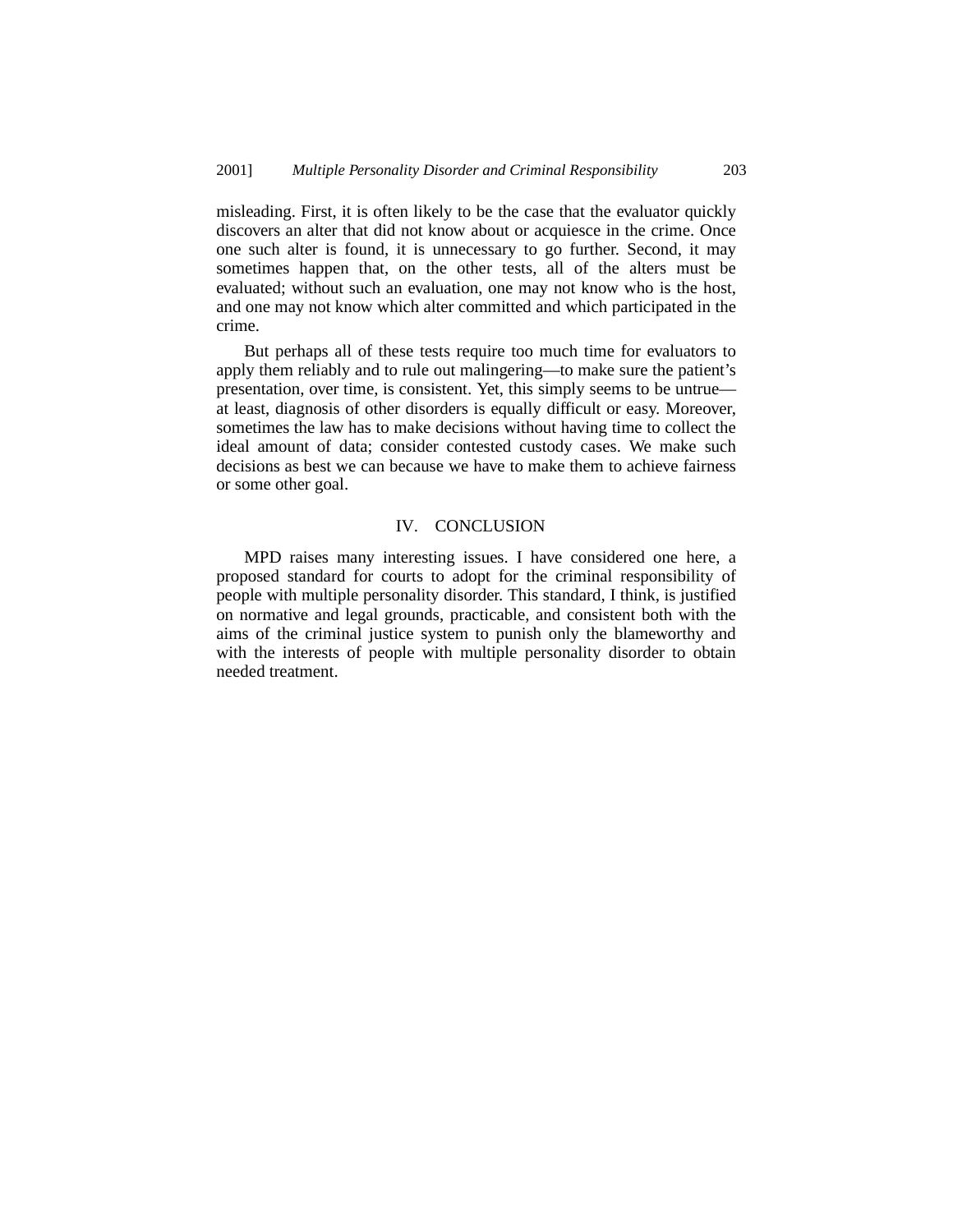misleading. First, it is often likely to be the case that the evaluator quickly discovers an alter that did not know about or acquiesce in the crime. Once one such alter is found, it is unnecessary to go further. Second, it may sometimes happen that, on the other tests, all of the alters must be evaluated; without such an evaluation, one may not know who is the host, and one may not know which alter committed and which participated in the crime.

But perhaps all of these tests require too much time for evaluators to apply them reliably and to rule out malingering—to make sure the patient's presentation, over time, is consistent. Yet, this simply seems to be untrue—at least, diagnosis of other disorders is equally difficult or easy. Moreover, sometimes the law has to make decisions without having time to collect the ideal amount of data; consider contested custody cases. We make such decisions as best we can because we have to make them to achieve fairness or some other goal.

## IV. CONCLUSION

MPD raises many interesting issues. I have considered one here, a proposed standard for courts to adopt for the criminal responsibility of people with multiple personality disorder. This standard, I think, is justified on normative and legal grounds, practicable, and consistent both with the aims of the criminal justice system to punish only the blameworthy and with the interests of people with multiple personality disorder to obtain needed treatment.